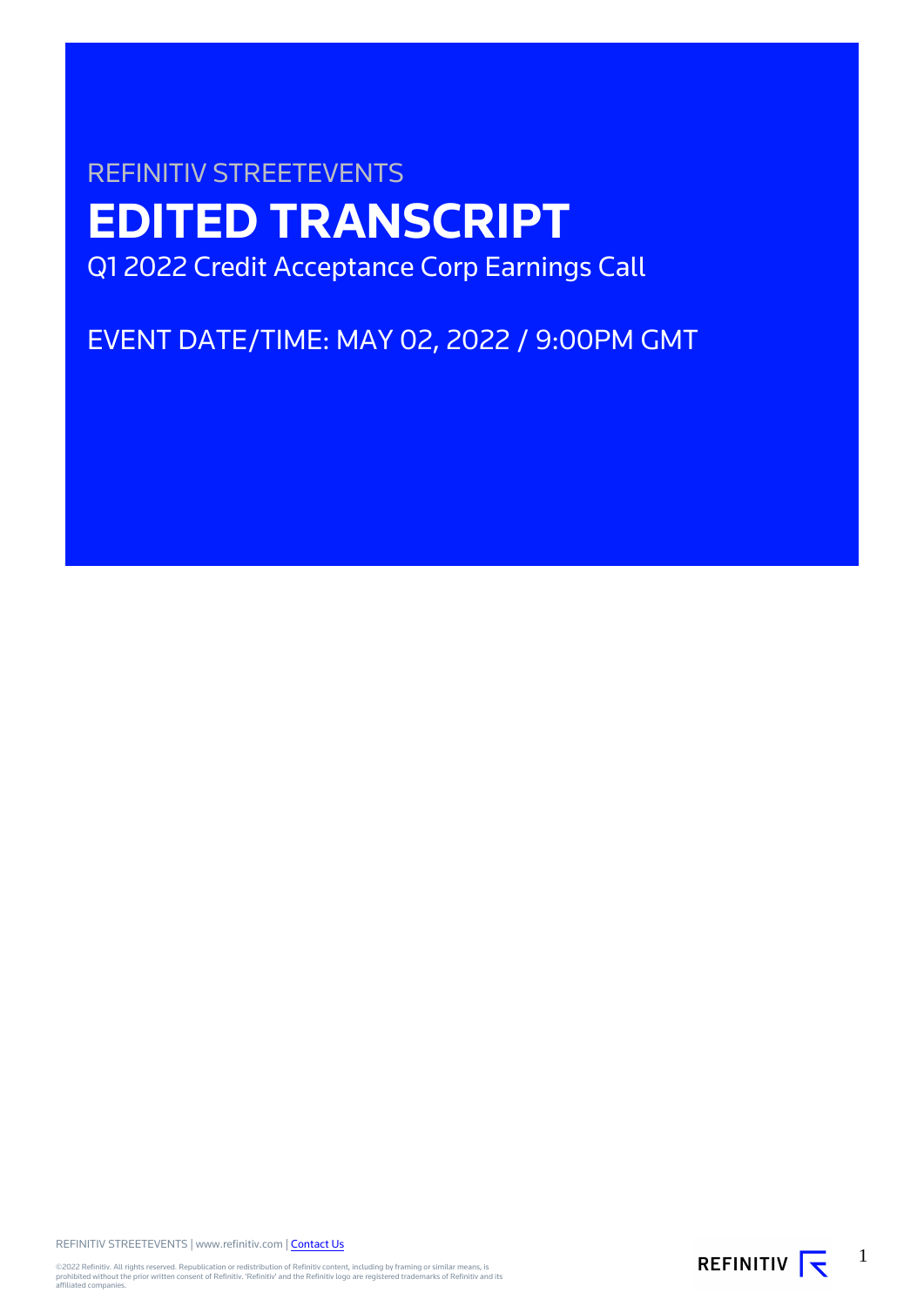REFINITIV STREETEVENTS

# EDITED TRANSCRIPT

Q1 2022 Credit Acceptance Corp Earnings Call

EVENT DATE/TIME: MAY 02, 2022 / 9:00PM GMT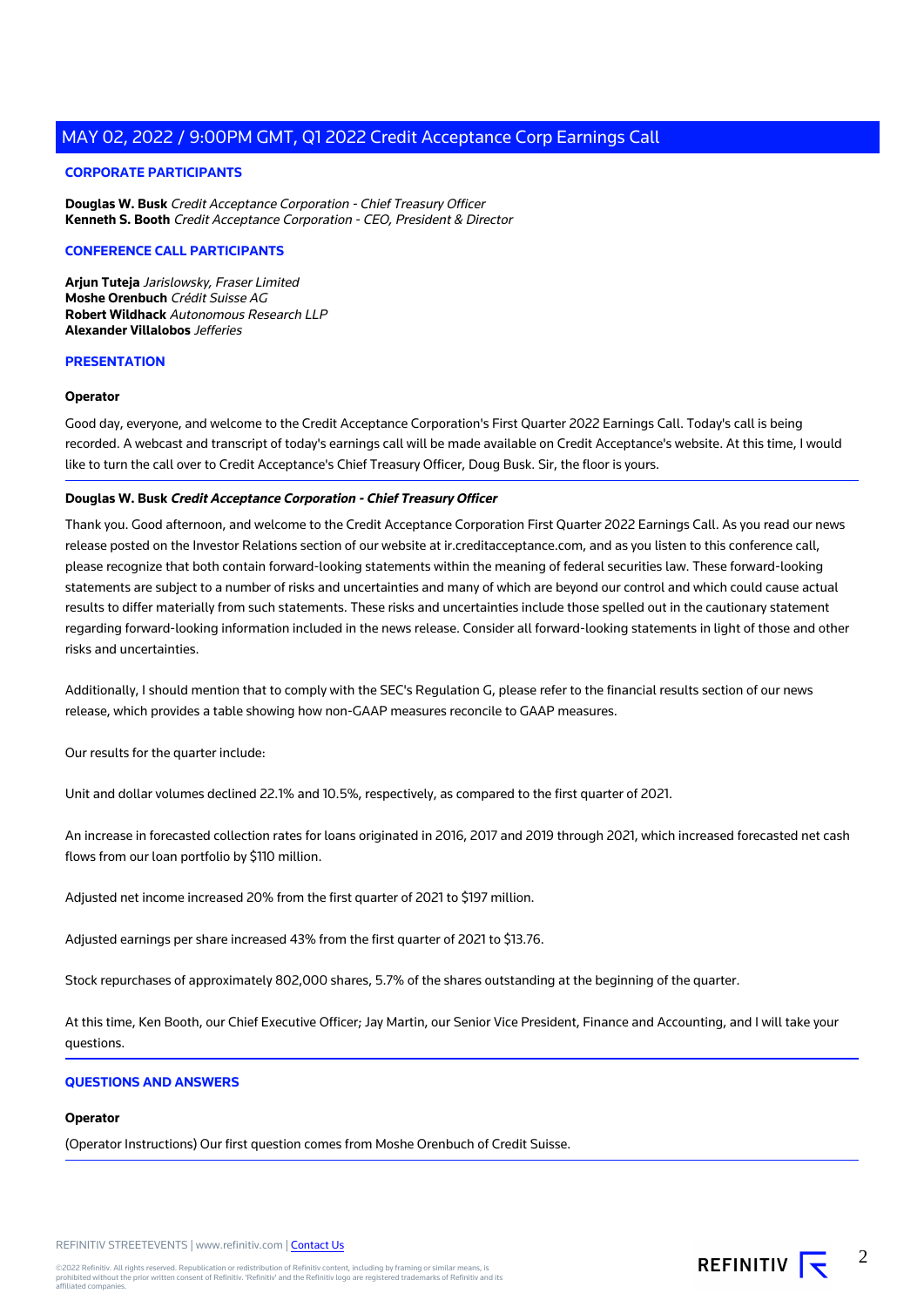## CORPORATE PARTICIPANTS

**Douglas W. Busk** *Credit Acceptance Corporation - Chief Treasury Officer*
**Kenneth S. Booth** *Credit Acceptance Corporation - CEO, President & Director*

## CONFERENCE CALL PARTICIPANTS

**Arjun Tuteja** *Jarislowsky, Fraser Limited*
**Moshe Orenbuch** *Crédit Suisse AG*
**Robert Wildhack** *Autonomous Research LLP*
**Alexander Villalobos** *Jefferies*

## PRESENTATION

**Operator**

Good day, everyone, and welcome to the Credit Acceptance Corporation's First Quarter 2022 Earnings Call. Today's call is being recorded. A webcast and transcript of today's earnings call will be made available on Credit Acceptance's website. At this time, I would like to turn the call over to Credit Acceptance's Chief Treasury Officer, Doug Busk. Sir, the floor is yours.

**Douglas W. Busk** ***Credit Acceptance Corporation - Chief Treasury Officer***

Thank you. Good afternoon, and welcome to the Credit Acceptance Corporation First Quarter 2022 Earnings Call. As you read our news release posted on the Investor Relations section of our website at ir.creditacceptance.com, and as you listen to this conference call, please recognize that both contain forward-looking statements within the meaning of federal securities law. These forward-looking statements are subject to a number of risks and uncertainties and many of which are beyond our control and which could cause actual results to differ materially from such statements. These risks and uncertainties include those spelled out in the cautionary statement regarding forward-looking information included in the news release. Consider all forward-looking statements in light of those and other risks and uncertainties.

Additionally, I should mention that to comply with the SEC's Regulation G, please refer to the financial results section of our news release, which provides a table showing how non-GAAP measures reconcile to GAAP measures.

Our results for the quarter include:

Unit and dollar volumes declined 22.1% and 10.5%, respectively, as compared to the first quarter of 2021.

An increase in forecasted collection rates for loans originated in 2016, 2017 and 2019 through 2021, which increased forecasted net cash flows from our loan portfolio by $110 million.

Adjusted net income increased 20% from the first quarter of 2021 to $197 million.

Adjusted earnings per share increased 43% from the first quarter of 2021 to $13.76.

Stock repurchases of approximately 802,000 shares, 5.7% of the shares outstanding at the beginning of the quarter.

At this time, Ken Booth, our Chief Executive Officer; Jay Martin, our Senior Vice President, Finance and Accounting, and I will take your questions.

## QUESTIONS AND ANSWERS

**Operator**

(Operator Instructions) Our first question comes from Moshe Orenbuch of Credit Suisse.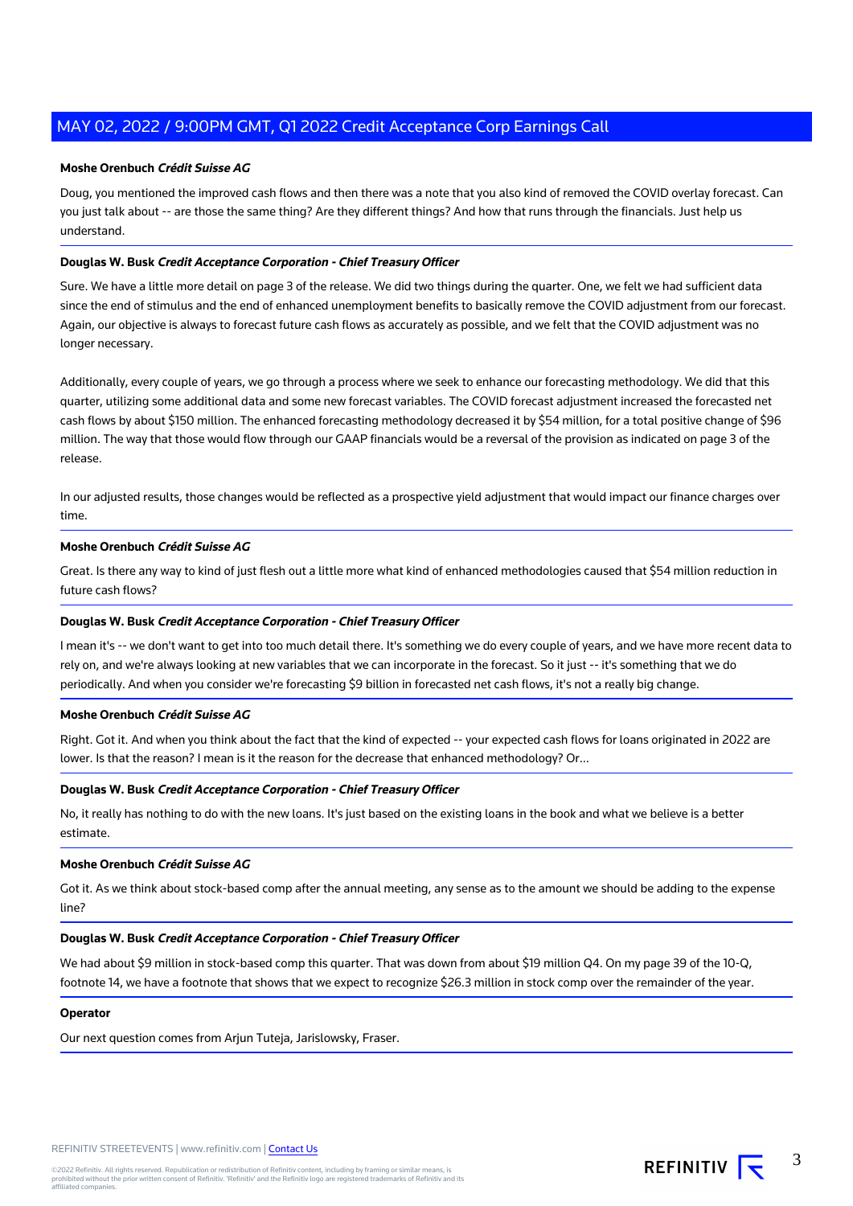**Moshe Orenbuch** ***Crédit Suisse AG***

Doug, you mentioned the improved cash flows and then there was a note that you also kind of removed the COVID overlay forecast. Can you just talk about -- are those the same thing? Are they different things? And how that runs through the financials. Just help us understand.

**Douglas W. Busk** ***Credit Acceptance Corporation - Chief Treasury Officer***

Sure. We have a little more detail on page 3 of the release. We did two things during the quarter. One, we felt we had sufficient data since the end of stimulus and the end of enhanced unemployment benefits to basically remove the COVID adjustment from our forecast. Again, our objective is always to forecast future cash flows as accurately as possible, and we felt that the COVID adjustment was no longer necessary.

Additionally, every couple of years, we go through a process where we seek to enhance our forecasting methodology. We did that this quarter, utilizing some additional data and some new forecast variables. The COVID forecast adjustment increased the forecasted net cash flows by about $150 million. The enhanced forecasting methodology decreased it by $54 million, for a total positive change of $96 million. The way that those would flow through our GAAP financials would be a reversal of the provision as indicated on page 3 of the release.

In our adjusted results, those changes would be reflected as a prospective yield adjustment that would impact our finance charges over time.

**Moshe Orenbuch** ***Crédit Suisse AG***

Great. Is there any way to kind of just flesh out a little more what kind of enhanced methodologies caused that $54 million reduction in future cash flows?

**Douglas W. Busk** ***Credit Acceptance Corporation - Chief Treasury Officer***

I mean it's -- we don't want to get into too much detail there. It's something we do every couple of years, and we have more recent data to rely on, and we're always looking at new variables that we can incorporate in the forecast. So it just -- it's something that we do periodically. And when you consider we're forecasting $9 billion in forecasted net cash flows, it's not a really big change.

**Moshe Orenbuch** ***Crédit Suisse AG***

Right. Got it. And when you think about the fact that the kind of expected -- your expected cash flows for loans originated in 2022 are lower. Is that the reason? I mean is it the reason for the decrease that enhanced methodology? Or...

**Douglas W. Busk** ***Credit Acceptance Corporation - Chief Treasury Officer***

No, it really has nothing to do with the new loans. It's just based on the existing loans in the book and what we believe is a better estimate.

**Moshe Orenbuch** ***Crédit Suisse AG***

Got it. As we think about stock-based comp after the annual meeting, any sense as to the amount we should be adding to the expense line?

**Douglas W. Busk** ***Credit Acceptance Corporation - Chief Treasury Officer***

We had about $9 million in stock-based comp this quarter. That was down from about $19 million Q4. On my page 39 of the 10-Q, footnote 14, we have a footnote that shows that we expect to recognize $26.3 million in stock comp over the remainder of the year.

**Operator**

Our next question comes from Arjun Tuteja, Jarislowsky, Fraser.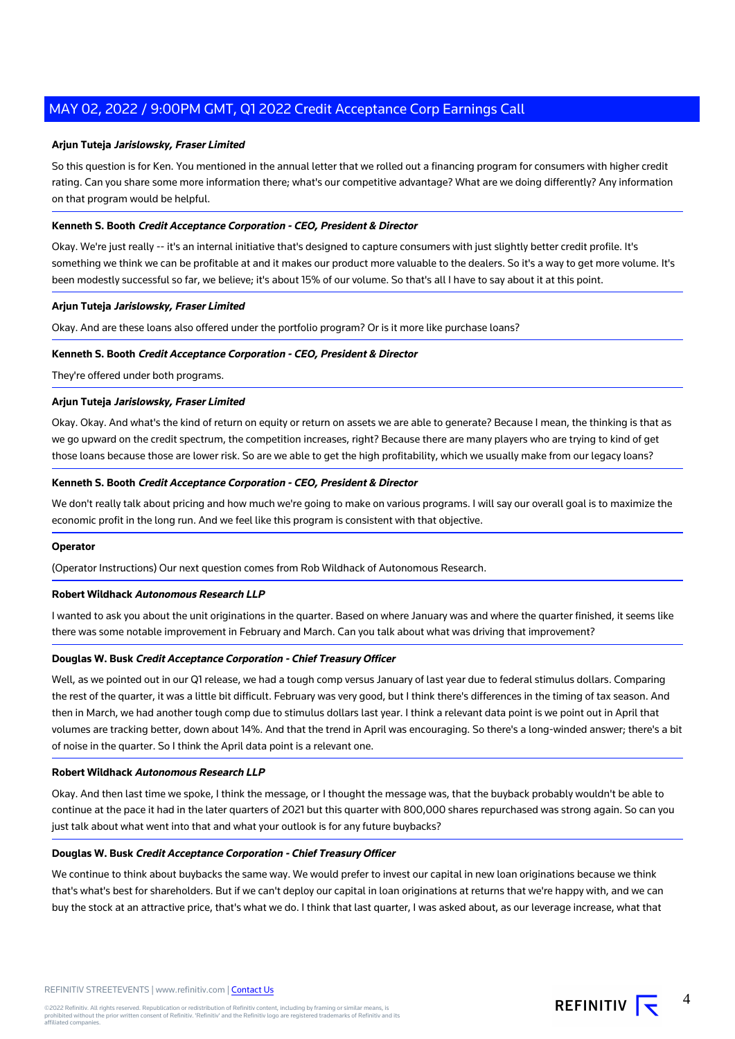**Arjun Tuteja** ***Jarislowsky, Fraser Limited***

So this question is for Ken. You mentioned in the annual letter that we rolled out a financing program for consumers with higher credit rating. Can you share some more information there; what's our competitive advantage? What are we doing differently? Any information on that program would be helpful.

**Kenneth S. Booth** ***Credit Acceptance Corporation - CEO, President & Director***

Okay. We're just really -- it's an internal initiative that's designed to capture consumers with just slightly better credit profile. It's something we think we can be profitable at and it makes our product more valuable to the dealers. So it's a way to get more volume. It's been modestly successful so far, we believe; it's about 15% of our volume. So that's all I have to say about it at this point.

**Arjun Tuteja** ***Jarislowsky, Fraser Limited***

Okay. And are these loans also offered under the portfolio program? Or is it more like purchase loans?

**Kenneth S. Booth** ***Credit Acceptance Corporation - CEO, President & Director***

They're offered under both programs.

**Arjun Tuteja** ***Jarislowsky, Fraser Limited***

Okay. Okay. And what's the kind of return on equity or return on assets we are able to generate? Because I mean, the thinking is that as we go upward on the credit spectrum, the competition increases, right? Because there are many players who are trying to kind of get those loans because those are lower risk. So are we able to get the high profitability, which we usually make from our legacy loans?

**Kenneth S. Booth** ***Credit Acceptance Corporation - CEO, President & Director***

We don't really talk about pricing and how much we're going to make on various programs. I will say our overall goal is to maximize the economic profit in the long run. And we feel like this program is consistent with that objective.

**Operator**

(Operator Instructions) Our next question comes from Rob Wildhack of Autonomous Research.

**Robert Wildhack** ***Autonomous Research LLP***

I wanted to ask you about the unit originations in the quarter. Based on where January was and where the quarter finished, it seems like there was some notable improvement in February and March. Can you talk about what was driving that improvement?

**Douglas W. Busk** ***Credit Acceptance Corporation - Chief Treasury Officer***

Well, as we pointed out in our Q1 release, we had a tough comp versus January of last year due to federal stimulus dollars. Comparing the rest of the quarter, it was a little bit difficult. February was very good, but I think there's differences in the timing of tax season. And then in March, we had another tough comp due to stimulus dollars last year. I think a relevant data point is we point out in April that volumes are tracking better, down about 14%. And that the trend in April was encouraging. So there's a long-winded answer; there's a bit of noise in the quarter. So I think the April data point is a relevant one.

**Robert Wildhack** ***Autonomous Research LLP***

Okay. And then last time we spoke, I think the message, or I thought the message was, that the buyback probably wouldn't be able to continue at the pace it had in the later quarters of 2021 but this quarter with 800,000 shares repurchased was strong again. So can you just talk about what went into that and what your outlook is for any future buybacks?

**Douglas W. Busk** ***Credit Acceptance Corporation - Chief Treasury Officer***

We continue to think about buybacks the same way. We would prefer to invest our capital in new loan originations because we think that's what's best for shareholders. But if we can't deploy our capital in loan originations at returns that we're happy with, and we can buy the stock at an attractive price, that's what we do. I think that last quarter, I was asked about, as our leverage increase, what that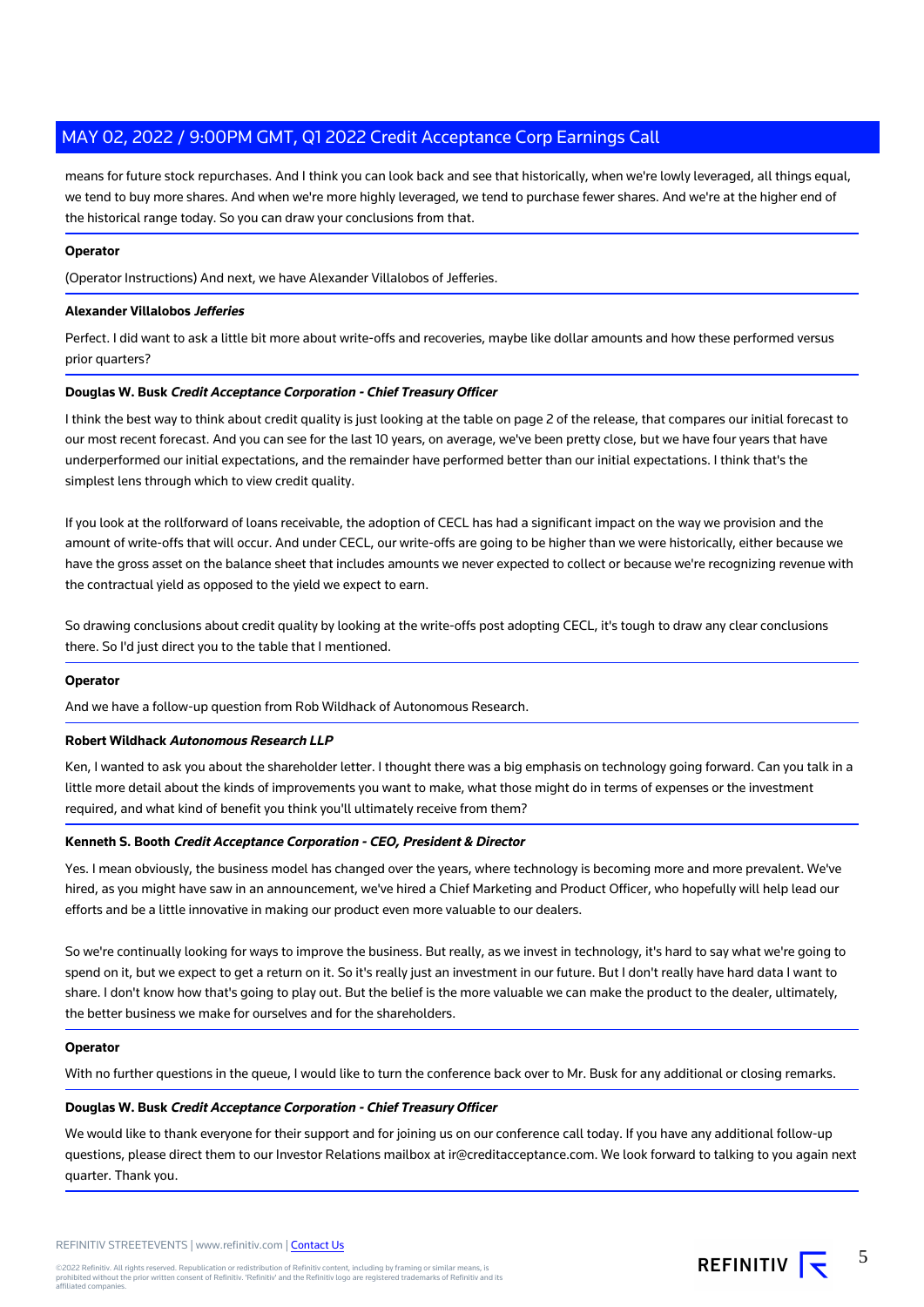means for future stock repurchases. And I think you can look back and see that historically, when we're lowly leveraged, all things equal, we tend to buy more shares. And when we're more highly leveraged, we tend to purchase fewer shares. And we're at the higher end of the historical range today. So you can draw your conclusions from that.

**Operator**

(Operator Instructions) And next, we have Alexander Villalobos of Jefferies.

**Alexander Villalobos** ***Jefferies***

Perfect. I did want to ask a little bit more about write-offs and recoveries, maybe like dollar amounts and how these performed versus prior quarters?

**Douglas W. Busk** ***Credit Acceptance Corporation - Chief Treasury Officer***

I think the best way to think about credit quality is just looking at the table on page 2 of the release, that compares our initial forecast to our most recent forecast. And you can see for the last 10 years, on average, we've been pretty close, but we have four years that have underperformed our initial expectations, and the remainder have performed better than our initial expectations. I think that's the simplest lens through which to view credit quality.

If you look at the rollforward of loans receivable, the adoption of CECL has had a significant impact on the way we provision and the amount of write-offs that will occur. And under CECL, our write-offs are going to be higher than we were historically, either because we have the gross asset on the balance sheet that includes amounts we never expected to collect or because we're recognizing revenue with the contractual yield as opposed to the yield we expect to earn.

So drawing conclusions about credit quality by looking at the write-offs post adopting CECL, it's tough to draw any clear conclusions there. So I'd just direct you to the table that I mentioned.

**Operator**

And we have a follow-up question from Rob Wildhack of Autonomous Research.

**Robert Wildhack** ***Autonomous Research LLP***

Ken, I wanted to ask you about the shareholder letter. I thought there was a big emphasis on technology going forward. Can you talk in a little more detail about the kinds of improvements you want to make, what those might do in terms of expenses or the investment required, and what kind of benefit you think you'll ultimately receive from them?

**Kenneth S. Booth** ***Credit Acceptance Corporation - CEO, President & Director***

Yes. I mean obviously, the business model has changed over the years, where technology is becoming more and more prevalent. We've hired, as you might have saw in an announcement, we've hired a Chief Marketing and Product Officer, who hopefully will help lead our efforts and be a little innovative in making our product even more valuable to our dealers.

So we're continually looking for ways to improve the business. But really, as we invest in technology, it's hard to say what we're going to spend on it, but we expect to get a return on it. So it's really just an investment in our future. But I don't really have hard data I want to share. I don't know how that's going to play out. But the belief is the more valuable we can make the product to the dealer, ultimately, the better business we make for ourselves and for the shareholders.

**Operator**

With no further questions in the queue, I would like to turn the conference back over to Mr. Busk for any additional or closing remarks.

**Douglas W. Busk** ***Credit Acceptance Corporation - Chief Treasury Officer***

We would like to thank everyone for their support and for joining us on our conference call today. If you have any additional follow-up questions, please direct them to our Investor Relations mailbox at ir@creditacceptance.com. We look forward to talking to you again next quarter. Thank you.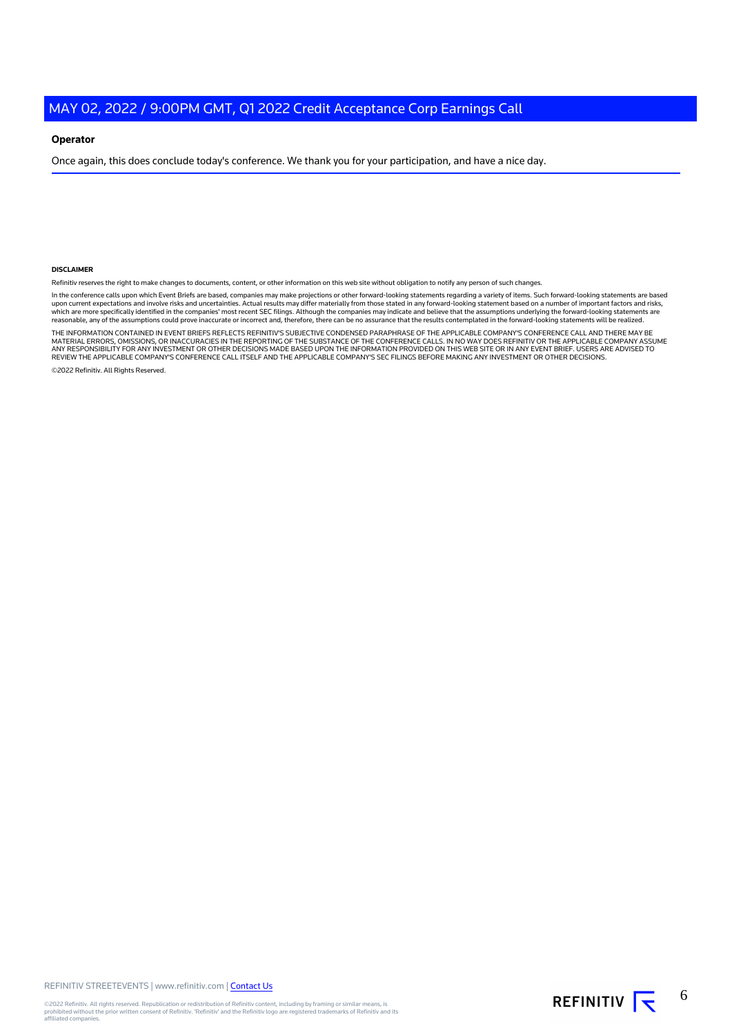**Operator**

Once again, this does conclude today's conference. We thank you for your participation, and have a nice day.

**DISCLAIMER**

Refinitiv reserves the right to make changes to documents, content, or other information on this web site without obligation to notify any person of such changes.

In the conference calls upon which Event Briefs are based, companies may make projections or other forward-looking statements regarding a variety of items. Such forward-looking statements are based upon current expectations and involve risks and uncertainties. Actual results may differ materially from those stated in any forward-looking statement based on a number of important factors and risks, which are more specifically identified in the companies' most recent SEC filings. Although the companies may indicate and believe that the assumptions underlying the forward-looking statements are reasonable, any of the assumptions could prove inaccurate or incorrect and, therefore, there can be no assurance that the results contemplated in the forward-looking statements will be realized.

THE INFORMATION CONTAINED IN EVENT BRIEFS REFLECTS REFINITIV'S SUBJECTIVE CONDENSED PARAPHRASE OF THE APPLICABLE COMPANY'S CONFERENCE CALL AND THERE MAY BE MATERIAL ERRORS, OMISSIONS, OR INACCURACIES IN THE REPORTING OF THE SUBSTANCE OF THE CONFERENCE CALLS. IN NO WAY DOES REFINITIV OR THE APPLICABLE COMPANY ASSUME ANY RESPONSIBILITY FOR ANY INVESTMENT OR OTHER DECISIONS MADE BASED UPON THE INFORMATION PROVIDED ON THIS WEB SITE OR IN ANY EVENT BRIEF. USERS ARE ADVISED TO REVIEW THE APPLICABLE COMPANY'S CONFERENCE CALL ITSELF AND THE APPLICABLE COMPANY'S SEC FILINGS BEFORE MAKING ANY INVESTMENT OR OTHER DECISIONS.

©2022 Refinitiv. All Rights Reserved.